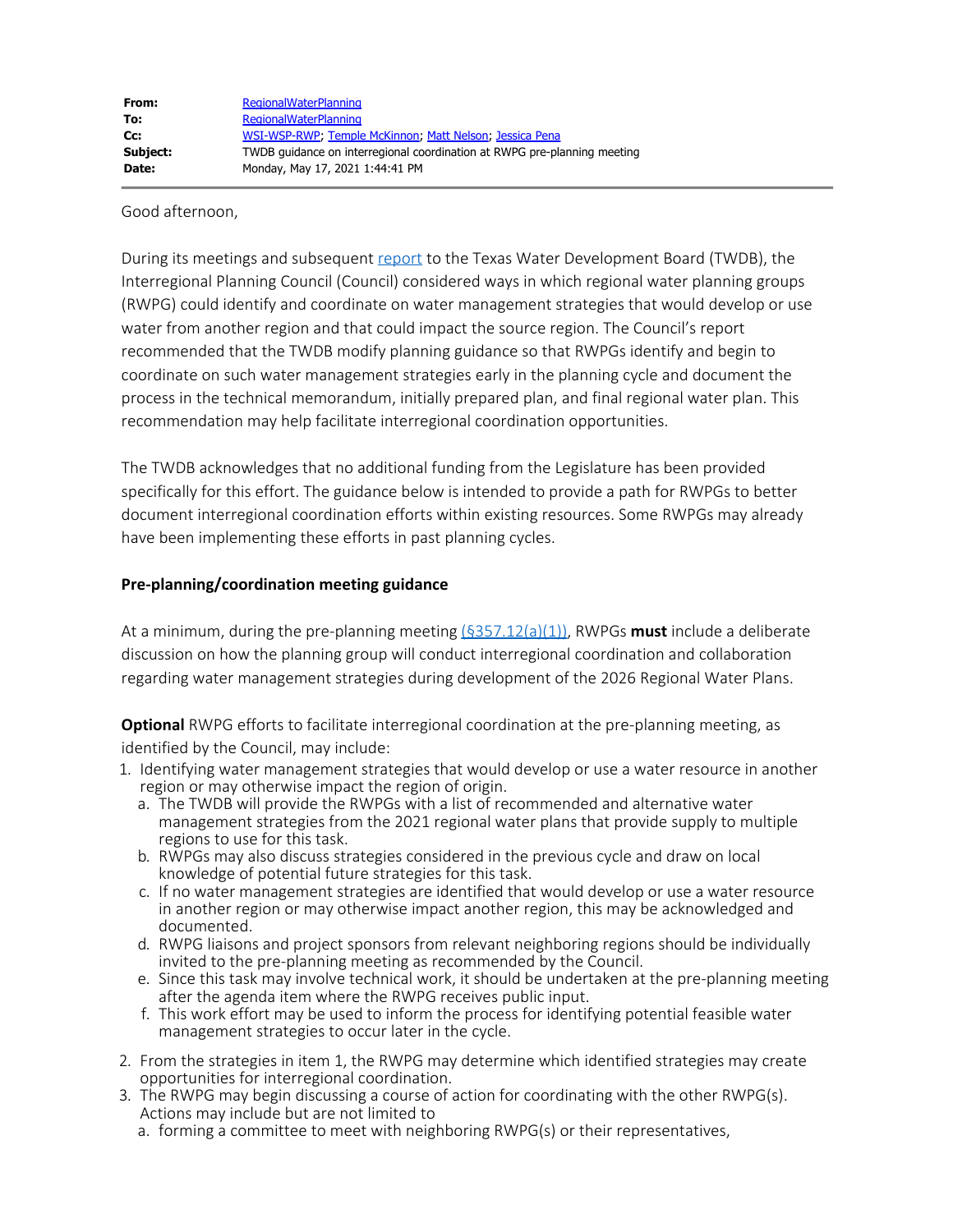| | |
|---|---|
| **From:** | RegionalWaterPlanning |
| **To:** | RegionalWaterPlanning |
| **Cc:** | WSI-WSP-RWP; Temple McKinnon; Matt Nelson; Jessica Pena |
| **Subject:** | TWDB guidance on interregional coordination at RWPG pre-planning meeting |
| **Date:** | Monday, May 17, 2021 1:44:41 PM |

Good afternoon,

During its meetings and subsequent report to the Texas Water Development Board (TWDB), the Interregional Planning Council (Council) considered ways in which regional water planning groups (RWPG) could identify and coordinate on water management strategies that would develop or use water from another region and that could impact the source region. The Council's report recommended that the TWDB modify planning guidance so that RWPGs identify and begin to coordinate on such water management strategies early in the planning cycle and document the process in the technical memorandum, initially prepared plan, and final regional water plan. This recommendation may help facilitate interregional coordination opportunities.

The TWDB acknowledges that no additional funding from the Legislature has been provided specifically for this effort. The guidance below is intended to provide a path for RWPGs to better document interregional coordination efforts within existing resources. Some RWPGs may already have been implementing these efforts in past planning cycles.

**Pre-planning/coordination meeting guidance**

At a minimum, during the pre-planning meeting (§357.12(a)(1)), RWPGs **must** include a deliberate discussion on how the planning group will conduct interregional coordination and collaboration regarding water management strategies during development of the 2026 Regional Water Plans.

**Optional** RWPG efforts to facilitate interregional coordination at the pre-planning meeting, as identified by the Council, may include:

1. Identifying water management strategies that would develop or use a water resource in another region or may otherwise impact the region of origin.
   a. The TWDB will provide the RWPGs with a list of recommended and alternative water management strategies from the 2021 regional water plans that provide supply to multiple regions to use for this task.
   b. RWPGs may also discuss strategies considered in the previous cycle and draw on local knowledge of potential future strategies for this task.
   c. If no water management strategies are identified that would develop or use a water resource in another region or may otherwise impact another region, this may be acknowledged and documented.
   d. RWPG liaisons and project sponsors from relevant neighboring regions should be individually invited to the pre-planning meeting as recommended by the Council.
   e. Since this task may involve technical work, it should be undertaken at the pre-planning meeting after the agenda item where the RWPG receives public input.
   f. This work effort may be used to inform the process for identifying potential feasible water management strategies to occur later in the cycle.
2. From the strategies in item 1, the RWPG may determine which identified strategies may create opportunities for interregional coordination.
3. The RWPG may begin discussing a course of action for coordinating with the other RWPG(s). Actions may include but are not limited to
   a. forming a committee to meet with neighboring RWPG(s) or their representatives,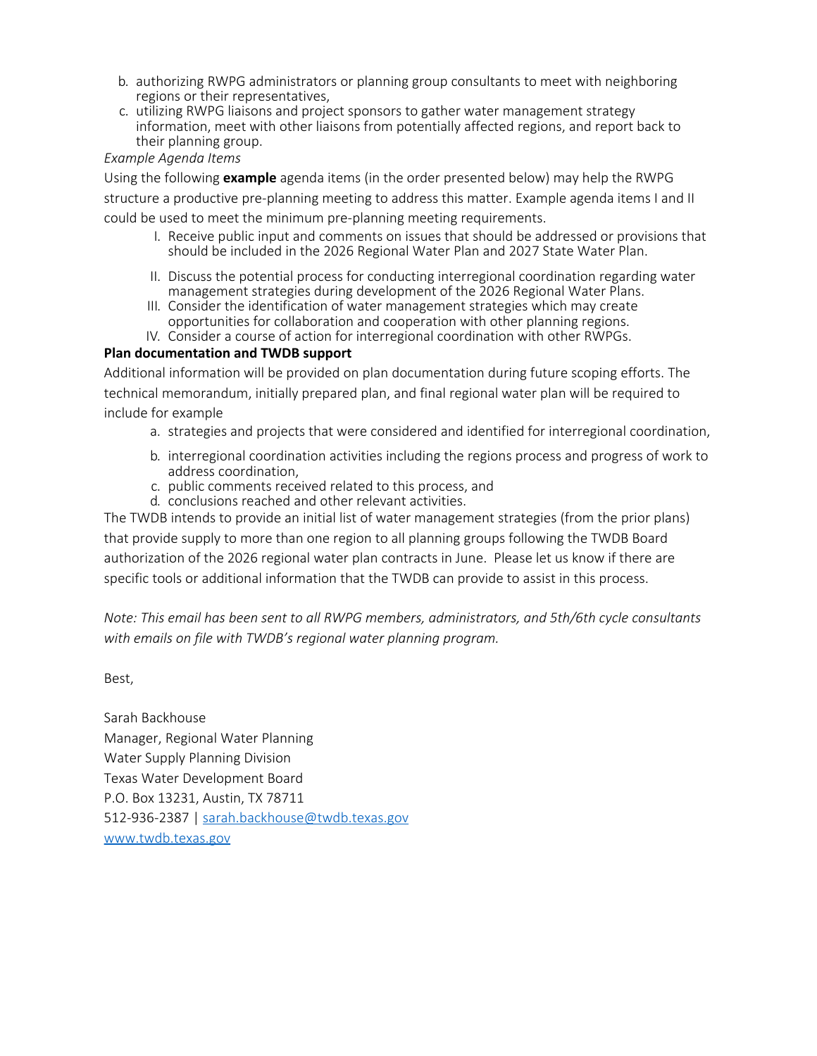b. authorizing RWPG administrators or planning group consultants to meet with neighboring regions or their representatives,
c. utilizing RWPG liaisons and project sponsors to gather water management strategy information, meet with other liaisons from potentially affected regions, and report back to their planning group.

*Example Agenda Items*

Using the following **example** agenda items (in the order presented below) may help the RWPG structure a productive pre-planning meeting to address this matter. Example agenda items I and II could be used to meet the minimum pre-planning meeting requirements.

I. Receive public input and comments on issues that should be addressed or provisions that should be included in the 2026 Regional Water Plan and 2027 State Water Plan.
II. Discuss the potential process for conducting interregional coordination regarding water management strategies during development of the 2026 Regional Water Plans.
III. Consider the identification of water management strategies which may create opportunities for collaboration and cooperation with other planning regions.
IV. Consider a course of action for interregional coordination with other RWPGs.

**Plan documentation and TWDB support**

Additional information will be provided on plan documentation during future scoping efforts. The technical memorandum, initially prepared plan, and final regional water plan will be required to include for example

a. strategies and projects that were considered and identified for interregional coordination,
b. interregional coordination activities including the regions process and progress of work to address coordination,
c. public comments received related to this process, and
d. conclusions reached and other relevant activities.

The TWDB intends to provide an initial list of water management strategies (from the prior plans) that provide supply to more than one region to all planning groups following the TWDB Board authorization of the 2026 regional water plan contracts in June. Please let us know if there are specific tools or additional information that the TWDB can provide to assist in this process.

*Note: This email has been sent to all RWPG members, administrators, and 5th/6th cycle consultants with emails on file with TWDB's regional water planning program.*

Best,

Sarah Backhouse
Manager, Regional Water Planning
Water Supply Planning Division
Texas Water Development Board
P.O. Box 13231, Austin, TX 78711
512-936-2387 | sarah.backhouse@twdb.texas.gov
www.twdb.texas.gov